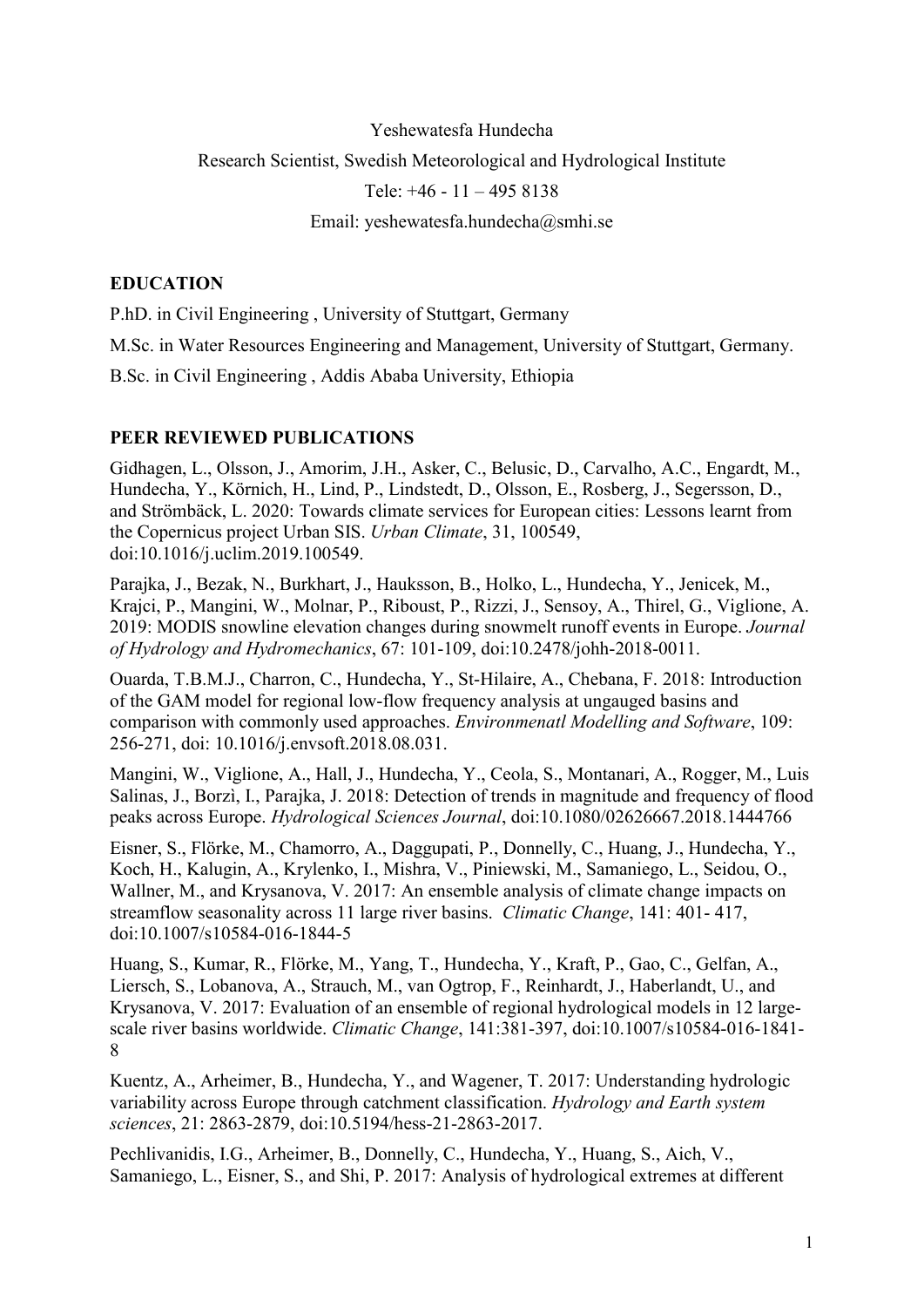Yeshewatesfa Hundecha

Research Scientist, Swedish Meteorological and Hydrological Institute

Tele: +46 - 11 – 495 8138

Email: yeshewatesfa.hundecha@smhi.se

## EDUCATION

P.hD. in Civil Engineering , University of Stuttgart, Germany

M.Sc. in Water Resources Engineering and Management, University of Stuttgart, Germany.

B.Sc. in Civil Engineering , Addis Ababa University, Ethiopia

## PEER REVIEWED PUBLICATIONS

Gidhagen, L., Olsson, J., Amorim, J.H., Asker, C., Belusic, D., Carvalho, A.C., Engardt, M., Hundecha, Y., Körnich, H., Lind, P., Lindstedt, D., Olsson, E., Rosberg, J., Segersson, D., and Strömbäck, L. 2020: Towards climate services for European cities: Lessons learnt from the Copernicus project Urban SIS. *Urban Climate*, 31, 100549, doi:10.1016/j.uclim.2019.100549.

Parajka, J., Bezak, N., Burkhart, J., Hauksson, B., Holko, L., Hundecha, Y., Jenicek, M., Krajci, P., Mangini, W., Molnar, P., Riboust, P., Rizzi, J., Sensoy, A., Thirel, G., Viglione, A. 2019: MODIS snowline elevation changes during snowmelt runoff events in Europe. *Journal of Hydrology and Hydromechanics*, 67: 101-109, doi:10.2478/johh-2018-0011.

Ouarda, T.B.M.J., Charron, C., Hundecha, Y., St-Hilaire, A., Chebana, F. 2018: Introduction of the GAM model for regional low-flow frequency analysis at ungauged basins and comparison with commonly used approaches. *Environmenatl Modelling and Software*, 109: 256-271, doi: 10.1016/j.envsoft.2018.08.031.

Mangini, W., Viglione, A., Hall, J., Hundecha, Y., Ceola, S., Montanari, A., Rogger, M., Luis Salinas, J., Borzì, I., Parajka, J. 2018: Detection of trends in magnitude and frequency of flood peaks across Europe. *Hydrological Sciences Journal*, doi:10.1080/02626667.2018.1444766

Eisner, S., Flörke, M., Chamorro, A., Daggupati, P., Donnelly, C., Huang, J., Hundecha, Y., Koch, H., Kalugin, A., Krylenko, I., Mishra, V., Piniewski, M., Samaniego, L., Seidou, O., Wallner, M., and Krysanova, V. 2017: An ensemble analysis of climate change impacts on streamflow seasonality across 11 large river basins. *Climatic Change*, 141: 401- 417, doi:10.1007/s10584-016-1844-5

Huang, S., Kumar, R., Flörke, M., Yang, T., Hundecha, Y., Kraft, P., Gao, C., Gelfan, A., Liersch, S., Lobanova, A., Strauch, M., van Ogtrop, F., Reinhardt, J., Haberlandt, U., and Krysanova, V. 2017: Evaluation of an ensemble of regional hydrological models in 12 large-scale river basins worldwide. *Climatic Change*, 141:381-397, doi:10.1007/s10584-016-1841-8

Kuentz, A., Arheimer, B., Hundecha, Y., and Wagener, T. 2017: Understanding hydrologic variability across Europe through catchment classification. *Hydrology and Earth system sciences*, 21: 2863-2879, doi:10.5194/hess-21-2863-2017.

Pechlivanidis, I.G., Arheimer, B., Donnelly, C., Hundecha, Y., Huang, S., Aich, V., Samaniego, L., Eisner, S., and Shi, P. 2017: Analysis of hydrological extremes at different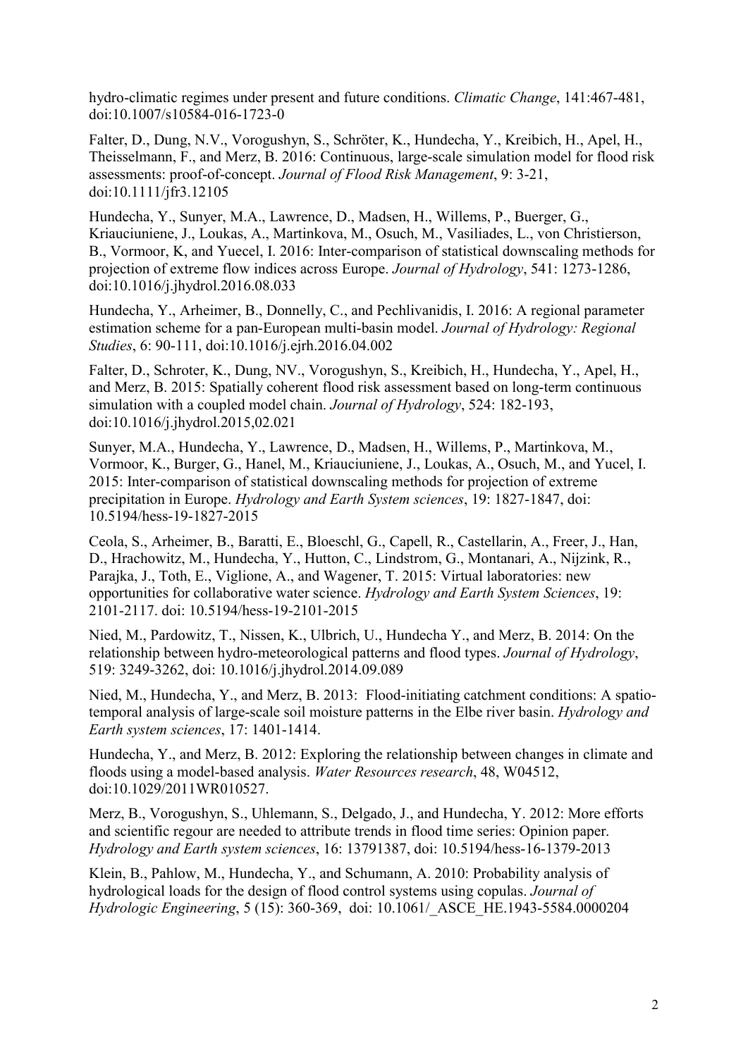hydro-climatic regimes under present and future conditions. *Climatic Change*, 141:467-481, doi:10.1007/s10584-016-1723-0

Falter, D., Dung, N.V., Vorogushyn, S., Schröter, K., Hundecha, Y., Kreibich, H., Apel, H., Theisselmann, F., and Merz, B. 2016: Continuous, large-scale simulation model for flood risk assessments: proof-of-concept. *Journal of Flood Risk Management*, 9: 3-21, doi:10.1111/jfr3.12105

Hundecha, Y., Sunyer, M.A., Lawrence, D., Madsen, H., Willems, P., Buerger, G., Kriauciuniene, J., Loukas, A., Martinkova, M., Osuch, M., Vasiliades, L., von Christierson, B., Vormoor, K, and Yuecel, I. 2016: Inter-comparison of statistical downscaling methods for projection of extreme flow indices across Europe. *Journal of Hydrology*, 541: 1273-1286, doi:10.1016/j.jhydrol.2016.08.033

Hundecha, Y., Arheimer, B., Donnelly, C., and Pechlivanidis, I. 2016: A regional parameter estimation scheme for a pan-European multi-basin model. *Journal of Hydrology: Regional Studies*, 6: 90-111, doi:10.1016/j.ejrh.2016.04.002

Falter, D., Schroter, K., Dung, NV., Vorogushyn, S., Kreibich, H., Hundecha, Y., Apel, H., and Merz, B. 2015: Spatially coherent flood risk assessment based on long-term continuous simulation with a coupled model chain. *Journal of Hydrology*, 524: 182-193, doi:10.1016/j.jhydrol.2015,02.021

Sunyer, M.A., Hundecha, Y., Lawrence, D., Madsen, H., Willems, P., Martinkova, M., Vormoor, K., Burger, G., Hanel, M., Kriauciuniene, J., Loukas, A., Osuch, M., and Yucel, I. 2015: Inter-comparison of statistical downscaling methods for projection of extreme precipitation in Europe. *Hydrology and Earth System sciences*, 19: 1827-1847, doi: 10.5194/hess-19-1827-2015

Ceola, S., Arheimer, B., Baratti, E., Bloeschl, G., Capell, R., Castellarin, A., Freer, J., Han, D., Hrachowitz, M., Hundecha, Y., Hutton, C., Lindstrom, G., Montanari, A., Nijzink, R., Parajka, J., Toth, E., Viglione, A., and Wagener, T. 2015: Virtual laboratories: new opportunities for collaborative water science. *Hydrology and Earth System Sciences*, 19: 2101-2117. doi: 10.5194/hess-19-2101-2015

Nied, M., Pardowitz, T., Nissen, K., Ulbrich, U., Hundecha Y., and Merz, B. 2014: On the relationship between hydro-meteorological patterns and flood types. *Journal of Hydrology*, 519: 3249-3262, doi: 10.1016/j.jhydrol.2014.09.089

Nied, M., Hundecha, Y., and Merz, B. 2013: Flood-initiating catchment conditions: A spatio-temporal analysis of large-scale soil moisture patterns in the Elbe river basin. *Hydrology and Earth system sciences*, 17: 1401-1414.

Hundecha, Y., and Merz, B. 2012: Exploring the relationship between changes in climate and floods using a model-based analysis. *Water Resources research*, 48, W04512, doi:10.1029/2011WR010527.

Merz, B., Vorogushyn, S., Uhlemann, S., Delgado, J., and Hundecha, Y. 2012: More efforts and scientific regour are needed to attribute trends in flood time series: Opinion paper. *Hydrology and Earth system sciences*, 16: 13791387, doi: 10.5194/hess-16-1379-2013

Klein, B., Pahlow, M., Hundecha, Y., and Schumann, A. 2010: Probability analysis of hydrological loads for the design of flood control systems using copulas. *Journal of Hydrologic Engineering*, 5 (15): 360-369, doi: 10.1061/_ASCE_HE.1943-5584.0000204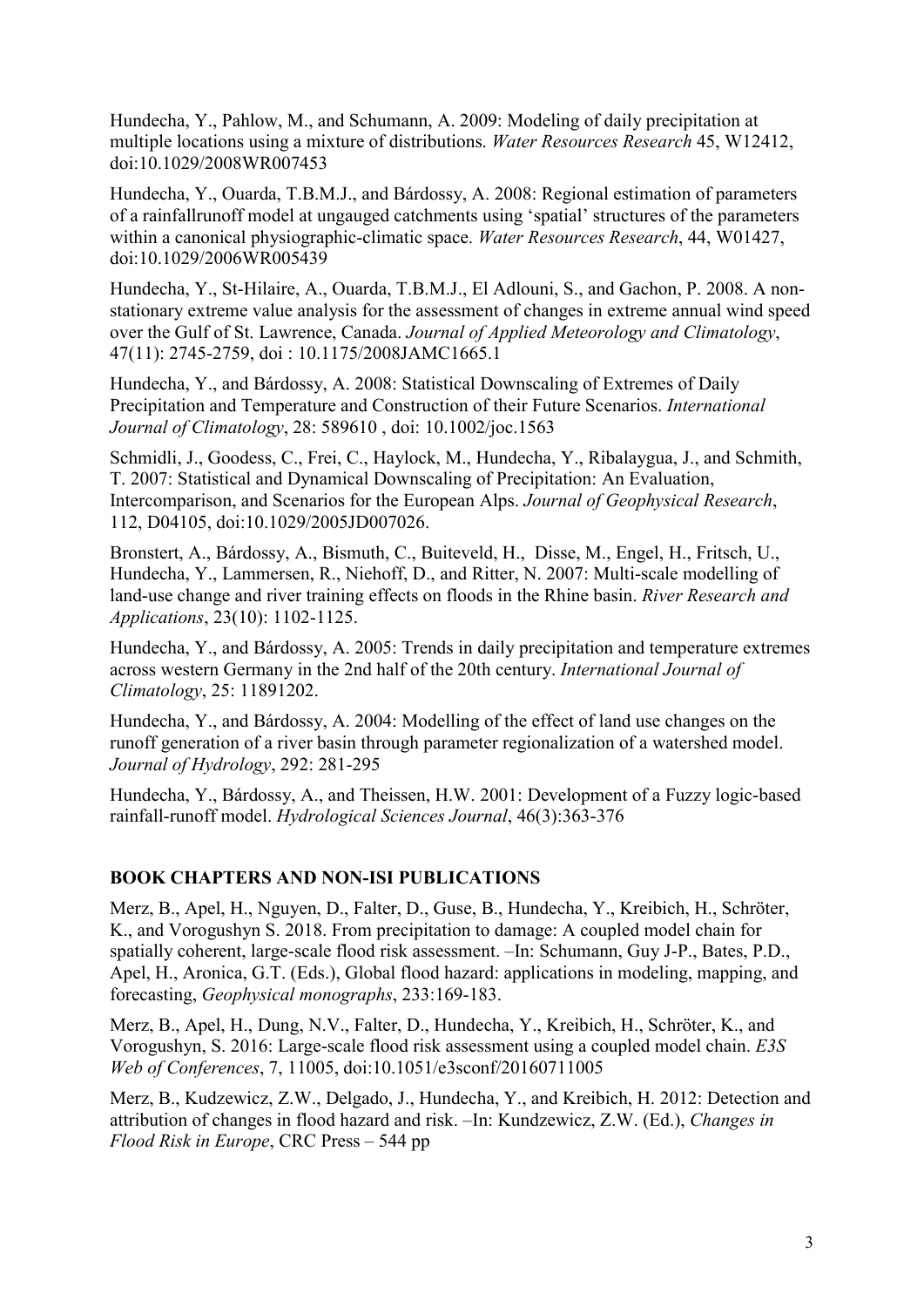Hundecha, Y., Pahlow, M., and Schumann, A. 2009: Modeling of daily precipitation at multiple locations using a mixture of distributions. *Water Resources Research* 45, W12412, doi:10.1029/2008WR007453

Hundecha, Y., Ouarda, T.B.M.J., and Bárdossy, A. 2008: Regional estimation of parameters of a rainfallrunoff model at ungauged catchments using 'spatial' structures of the parameters within a canonical physiographic-climatic space. *Water Resources Research*, 44, W01427, doi:10.1029/2006WR005439

Hundecha, Y., St-Hilaire, A., Ouarda, T.B.M.J., El Adlouni, S., and Gachon, P. 2008. A non-stationary extreme value analysis for the assessment of changes in extreme annual wind speed over the Gulf of St. Lawrence, Canada. *Journal of Applied Meteorology and Climatology*, 47(11): 2745-2759, doi : 10.1175/2008JAMC1665.1

Hundecha, Y., and Bárdossy, A. 2008: Statistical Downscaling of Extremes of Daily Precipitation and Temperature and Construction of their Future Scenarios. *International Journal of Climatology*, 28: 589610 , doi: 10.1002/joc.1563

Schmidli, J., Goodess, C., Frei, C., Haylock, M., Hundecha, Y., Ribalaygua, J., and Schmith, T. 2007: Statistical and Dynamical Downscaling of Precipitation: An Evaluation, Intercomparison, and Scenarios for the European Alps. *Journal of Geophysical Research*, 112, D04105, doi:10.1029/2005JD007026.

Bronstert, A., Bárdossy, A., Bismuth, C., Buiteveld, H., Disse, M., Engel, H., Fritsch, U., Hundecha, Y., Lammersen, R., Niehoff, D., and Ritter, N. 2007: Multi-scale modelling of land-use change and river training effects on floods in the Rhine basin. *River Research and Applications*, 23(10): 1102-1125.

Hundecha, Y., and Bárdossy, A. 2005: Trends in daily precipitation and temperature extremes across western Germany in the 2nd half of the 20th century. *International Journal of Climatology*, 25: 11891202.

Hundecha, Y., and Bárdossy, A. 2004: Modelling of the effect of land use changes on the runoff generation of a river basin through parameter regionalization of a watershed model. *Journal of Hydrology*, 292: 281-295

Hundecha, Y., Bárdossy, A., and Theissen, H.W. 2001: Development of a Fuzzy logic-based rainfall-runoff model. *Hydrological Sciences Journal*, 46(3):363-376

## BOOK CHAPTERS AND NON-ISI PUBLICATIONS

Merz, B., Apel, H., Nguyen, D., Falter, D., Guse, B., Hundecha, Y., Kreibich, H., Schröter, K., and Vorogushyn S. 2018. From precipitation to damage: A coupled model chain for spatially coherent, large-scale flood risk assessment. –In: Schumann, Guy J-P., Bates, P.D., Apel, H., Aronica, G.T. (Eds.), Global flood hazard: applications in modeling, mapping, and forecasting, *Geophysical monographs*, 233:169-183.

Merz, B., Apel, H., Dung, N.V., Falter, D., Hundecha, Y., Kreibich, H., Schröter, K., and Vorogushyn, S. 2016: Large-scale flood risk assessment using a coupled model chain. *E3S Web of Conferences*, 7, 11005, doi:10.1051/e3sconf/20160711005

Merz, B., Kudzewicz, Z.W., Delgado, J., Hundecha, Y., and Kreibich, H. 2012: Detection and attribution of changes in flood hazard and risk. –In: Kundzewicz, Z.W. (Ed.), *Changes in Flood Risk in Europe*, CRC Press – 544 pp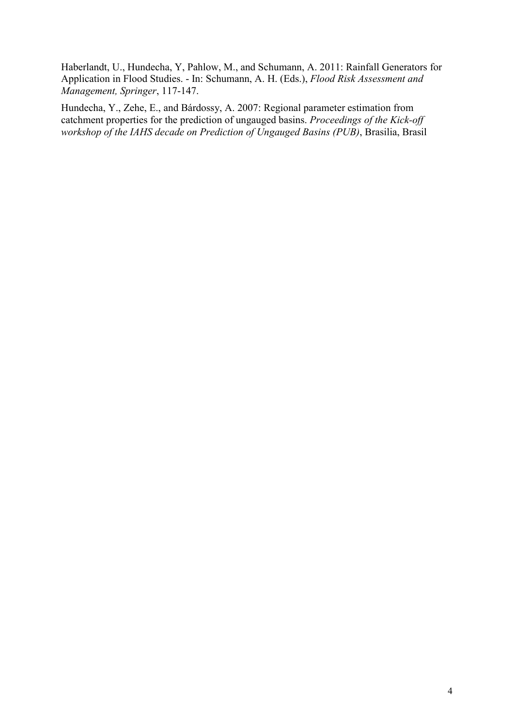Haberlandt, U., Hundecha, Y, Pahlow, M., and Schumann, A. 2011: Rainfall Generators for Application in Flood Studies. - In: Schumann, A. H. (Eds.), *Flood Risk Assessment and Management, Springer*, 117-147.

Hundecha, Y., Zehe, E., and Bárdossy, A. 2007: Regional parameter estimation from catchment properties for the prediction of ungauged basins. *Proceedings of the Kick-off workshop of the IAHS decade on Prediction of Ungauged Basins (PUB)*, Brasilia, Brasil